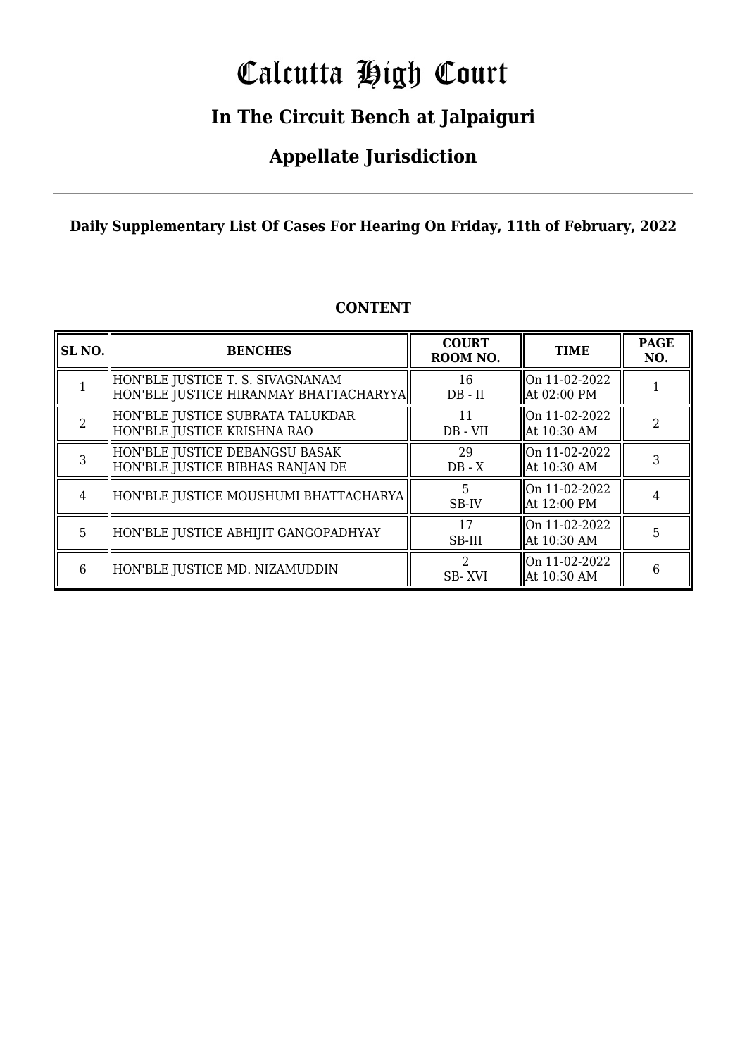# Calcutta High Court

## In The Circuit Bench at Jalpaiguri

## Appellate Jurisdiction

**Daily Supplementary List Of Cases For Hearing On Friday, 11th of February, 2022**

**CONTENT**

| SL NO. | BENCHES | COURT ROOM NO. | TIME | PAGE NO. |
|---|---|---|---|---|
| 1 | HON'BLE JUSTICE T. S. SIVAGNANAM<br>HON'BLE JUSTICE HIRANMAY BHATTACHARYYA | 16<br>DB - II | On 11-02-2022<br>At 02:00 PM | 1 |
| 2 | HON'BLE JUSTICE SUBRATA TALUKDAR<br>HON'BLE JUSTICE KRISHNA RAO | 11<br>DB - VII | On 11-02-2022<br>At 10:30 AM | 2 |
| 3 | HON'BLE JUSTICE DEBANGSU BASAK<br>HON'BLE JUSTICE BIBHAS RANJAN DE | 29<br>DB - X | On 11-02-2022<br>At 10:30 AM | 3 |
| 4 | HON'BLE JUSTICE MOUSHUMI BHATTACHARYA | 5<br>SB-IV | On 11-02-2022<br>At 12:00 PM | 4 |
| 5 | HON'BLE JUSTICE ABHIJIT GANGOPADHYAY | 17<br>SB-III | On 11-02-2022<br>At 10:30 AM | 5 |
| 6 | HON'BLE JUSTICE MD. NIZAMUDDIN | 2<br>SB- XVI | On 11-02-2022<br>At 10:30 AM | 6 |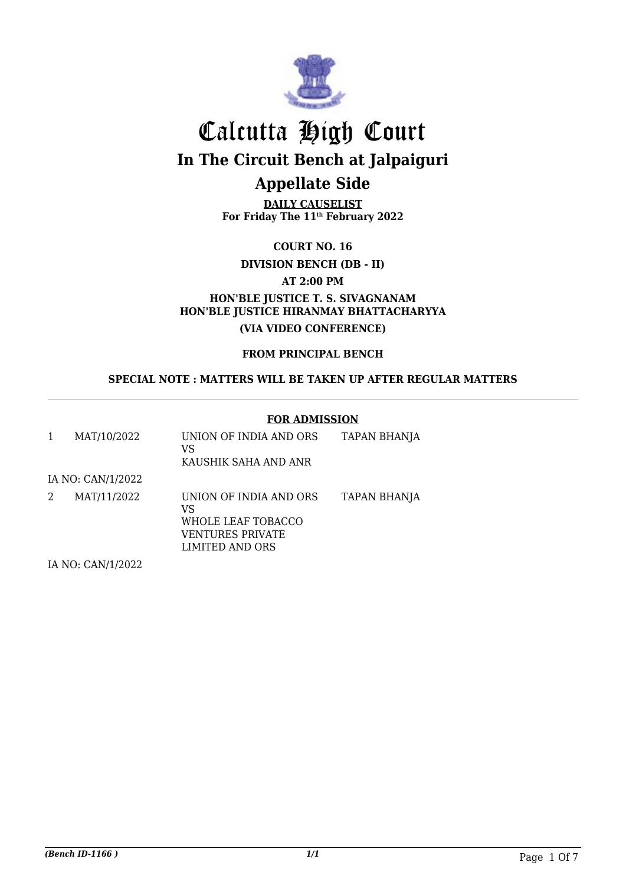# Calcutta High Court

## In The Circuit Bench at Jalpaiguri

## Appellate Side

**DAILY CAUSELIST**
**For Friday The 11th February 2022**

**COURT NO. 16**

**DIVISION BENCH (DB - II)**

**AT 2:00 PM**

**HON'BLE JUSTICE T. S. SIVAGNANAM**
**HON'BLE JUSTICE HIRANMAY BHATTACHARYYA**

**(VIA VIDEO CONFERENCE)**

**FROM PRINCIPAL BENCH**

**SPECIAL NOTE : MATTERS WILL BE TAKEN UP AFTER REGULAR MATTERS**

---

**FOR ADMISSION**

| | | | |
|---|---|---|---|
| 1 | MAT/10/2022 | UNION OF INDIA AND ORS<br>VS<br>KAUSHIK SAHA AND ANR | TAPAN BHANJA |
| IA NO: CAN/1/2022 | | | |
| 2 | MAT/11/2022 | UNION OF INDIA AND ORS<br>VS<br>WHOLE LEAF TOBACCO VENTURES PRIVATE LIMITED AND ORS | TAPAN BHANJA |
| IA NO: CAN/1/2022 | | | |

*(Bench ID-1166 )*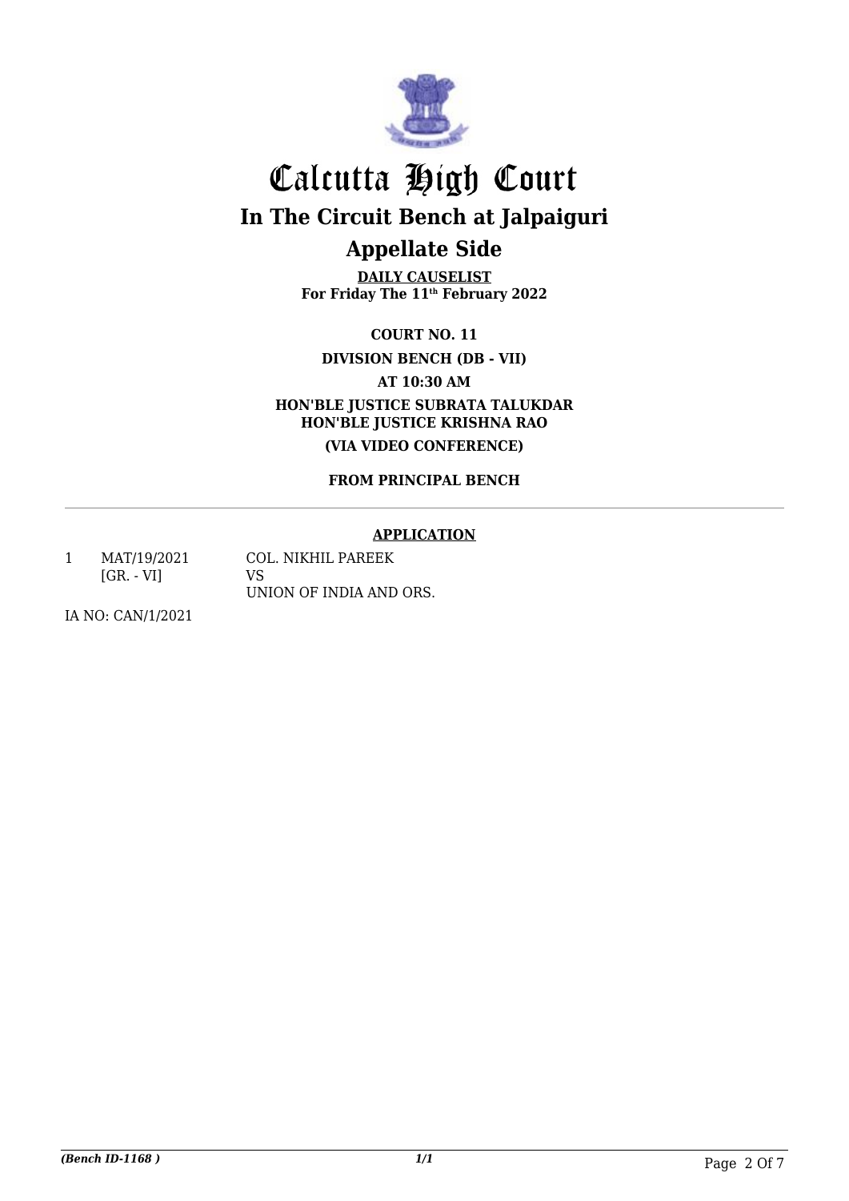# Calcutta High Court

## In The Circuit Bench at Jalpaiguri

## Appellate Side

**DAILY CAUSELIST**
**For Friday The 11th February 2022**

**COURT NO. 11**

**DIVISION BENCH (DB - VII)**

**AT 10:30 AM**

**HON'BLE JUSTICE SUBRATA TALUKDAR**
**HON'BLE JUSTICE KRISHNA RAO**

**(VIA VIDEO CONFERENCE)**

**FROM PRINCIPAL BENCH**

---

**APPLICATION**

| | | |
|---|---|---|
| 1 | MAT/19/2021 [GR. - VI] | COL. NIKHIL PAREEK VS UNION OF INDIA AND ORS. |

IA NO: CAN/1/2021

*(Bench ID-1168 )*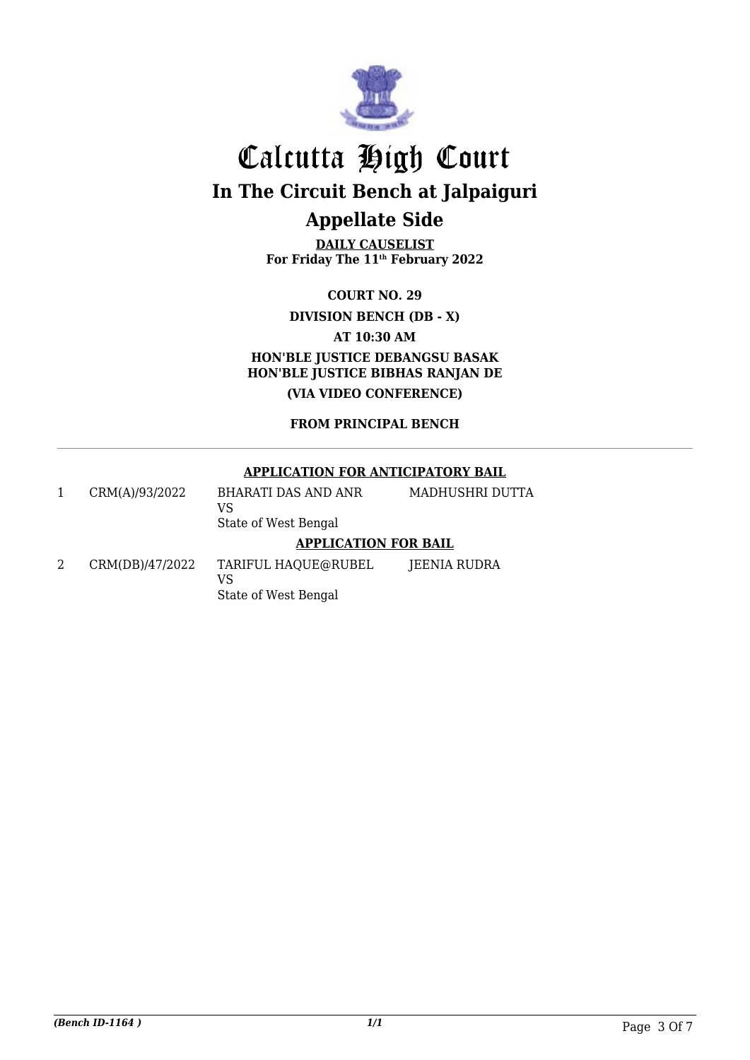# Calcutta High Court

## In The Circuit Bench at Jalpaiguri

## Appellate Side

**DAILY CAUSELIST**
**For Friday The 11th February 2022**

**COURT NO. 29**

**DIVISION BENCH (DB - X)**

**AT 10:30 AM**

**HON'BLE JUSTICE DEBANGSU BASAK**
**HON'BLE JUSTICE BIBHAS RANJAN DE**

**(VIA VIDEO CONFERENCE)**

**FROM PRINCIPAL BENCH**

---

**APPLICATION FOR ANTICIPATORY BAIL**

| | | | |
|---|---|---|---|
| 1 | CRM(A)/93/2022 | BHARATI DAS AND ANR<br>VS<br>State of West Bengal | MADHUSHRI DUTTA |

**APPLICATION FOR BAIL**

| | | | |
|---|---|---|---|
| 2 | CRM(DB)/47/2022 | TARIFUL HAQUE@RUBEL<br>VS<br>State of West Bengal | JEENIA RUDRA |

*(Bench ID-1164 )*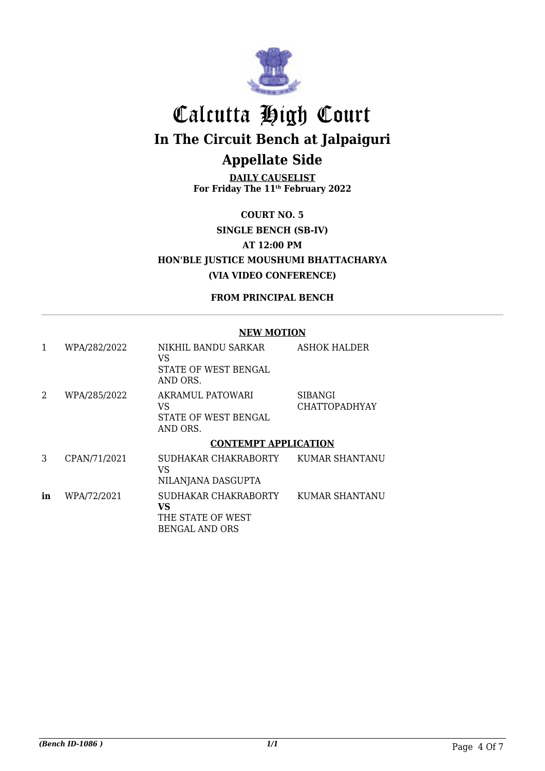# Calcutta High Court

## In The Circuit Bench at Jalpaiguri

## Appellate Side

**DAILY CAUSELIST**
**For Friday The 11th February 2022**

**COURT NO. 5**

**SINGLE BENCH (SB-IV)**

**AT 12:00 PM**

**HON'BLE JUSTICE MOUSHUMI BHATTACHARYA**

**(VIA VIDEO CONFERENCE)**

**FROM PRINCIPAL BENCH**

**NEW MOTION**

| | | | |
|---|---|---|---|
| 1 | WPA/282/2022 | NIKHIL BANDU SARKAR<br>VS<br>STATE OF WEST BENGAL AND ORS. | ASHOK HALDER |
| 2 | WPA/285/2022 | AKRAMUL PATOWARI<br>VS<br>STATE OF WEST BENGAL AND ORS. | SIBANGI CHATTOPADHYAY |

**CONTEMPT APPLICATION**

| | | | |
|---|---|---|---|
| 3 | CPAN/71/2021 | SUDHAKAR CHAKRABORTY<br>VS<br>NILANJANA DASGUPTA | KUMAR SHANTANU |
| **in** | WPA/72/2021 | SUDHAKAR CHAKRABORTY<br>**VS**<br>THE STATE OF WEST BENGAL AND ORS | KUMAR SHANTANU |

*(Bench ID-1086 )* *1/1*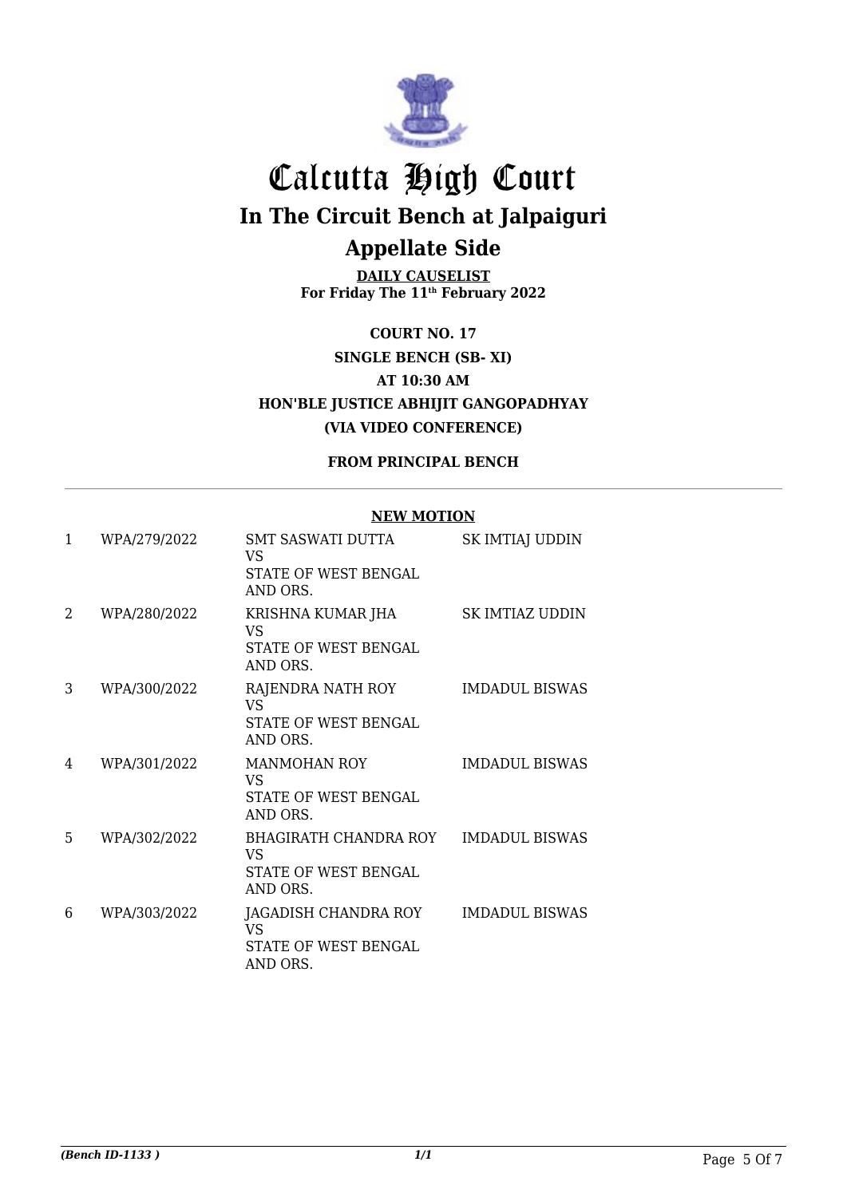# Calcutta High Court

## In The Circuit Bench at Jalpaiguri

## Appellate Side

**DAILY CAUSELIST**
**For Friday The 11th February 2022**

**COURT NO. 17**
**SINGLE BENCH (SB- XI)**
**AT 10:30 AM**
**HON'BLE JUSTICE ABHIJIT GANGOPADHYAY**
**(VIA VIDEO CONFERENCE)**

**FROM PRINCIPAL BENCH**

**NEW MOTION**

| | | | |
|---|---|---|---|
| 1 | WPA/279/2022 | SMT SASWATI DUTTA<br>VS<br>STATE OF WEST BENGAL AND ORS. | SK IMTIAJ UDDIN |
| 2 | WPA/280/2022 | KRISHNA KUMAR JHA<br>VS<br>STATE OF WEST BENGAL AND ORS. | SK IMTIAZ UDDIN |
| 3 | WPA/300/2022 | RAJENDRA NATH ROY<br>VS<br>STATE OF WEST BENGAL AND ORS. | IMDADUL BISWAS |
| 4 | WPA/301/2022 | MANMOHAN ROY<br>VS<br>STATE OF WEST BENGAL AND ORS. | IMDADUL BISWAS |
| 5 | WPA/302/2022 | BHAGIRATH CHANDRA ROY<br>VS<br>STATE OF WEST BENGAL AND ORS. | IMDADUL BISWAS |
| 6 | WPA/303/2022 | JAGADISH CHANDRA ROY<br>VS<br>STATE OF WEST BENGAL AND ORS. | IMDADUL BISWAS |

*(Bench ID-1133 )* *1/1*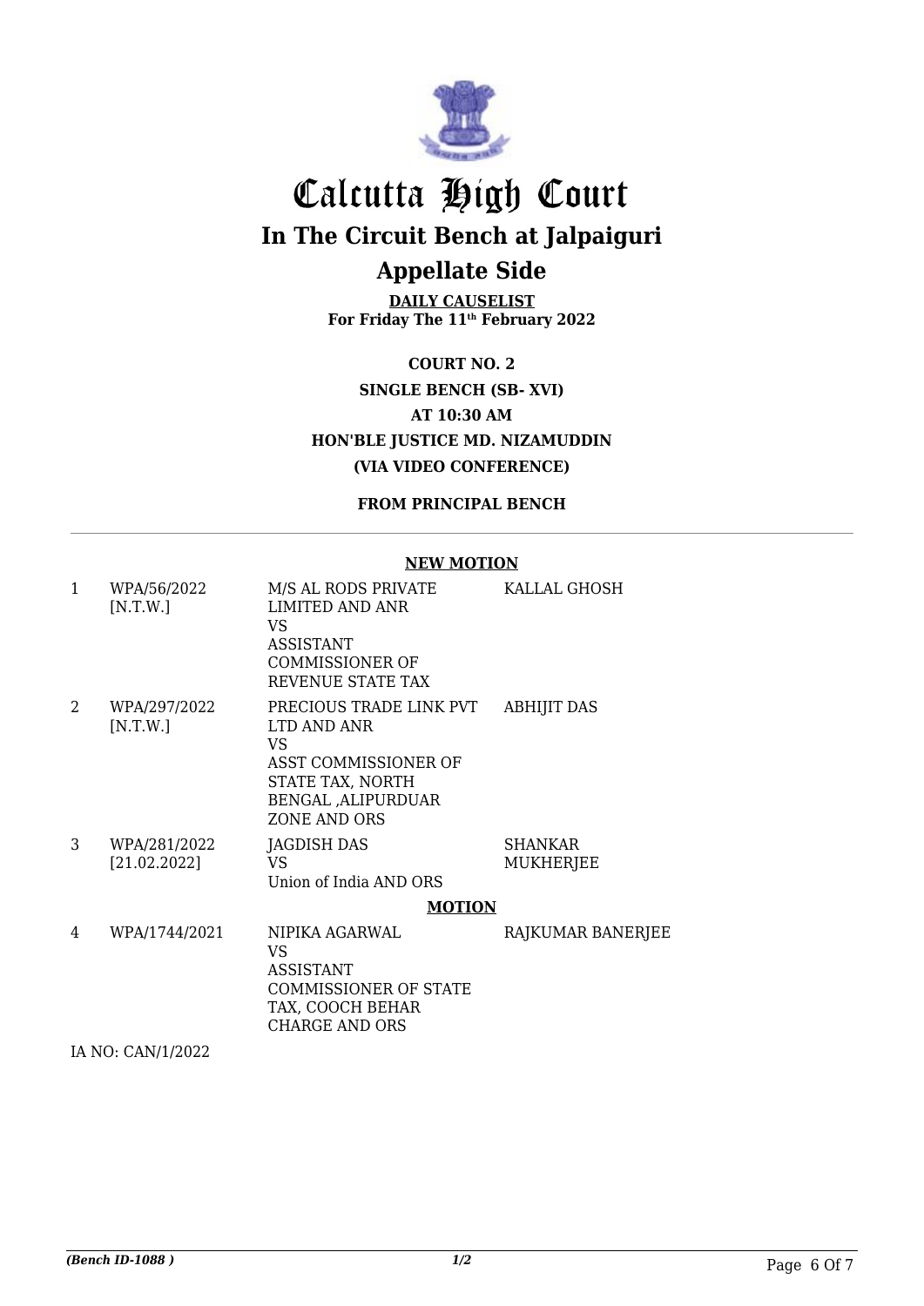# Calcutta High Court

## In The Circuit Bench at Jalpaiguri

## Appellate Side

**DAILY CAUSELIST**
**For Friday The 11th February 2022**

**COURT NO. 2**
**SINGLE BENCH (SB- XVI)**
**AT 10:30 AM**
**HON'BLE JUSTICE MD. NIZAMUDDIN**
**(VIA VIDEO CONFERENCE)**

**FROM PRINCIPAL BENCH**

**NEW MOTION**

| | | | |
|---|---|---|---|
| 1 | WPA/56/2022 [N.T.W.] | M/S AL RODS PRIVATE LIMITED AND ANR VS ASSISTANT COMMISSIONER OF REVENUE STATE TAX | KALLAL GHOSH |
| 2 | WPA/297/2022 [N.T.W.] | PRECIOUS TRADE LINK PVT LTD AND ANR VS ASST COMMISSIONER OF STATE TAX, NORTH BENGAL ,ALIPURDUAR ZONE AND ORS | ABHIJIT DAS |
| 3 | WPA/281/2022 [21.02.2022] | JAGDISH DAS VS Union of India AND ORS | SHANKAR MUKHERJEE |

**MOTION**

| | | | |
|---|---|---|---|
| 4 | WPA/1744/2021 | NIPIKA AGARWAL VS ASSISTANT COMMISSIONER OF STATE TAX, COOCH BEHAR CHARGE AND ORS | RAJKUMAR BANERJEE |

IA NO: CAN/1/2022

*(Bench ID-1088 )* *1/2*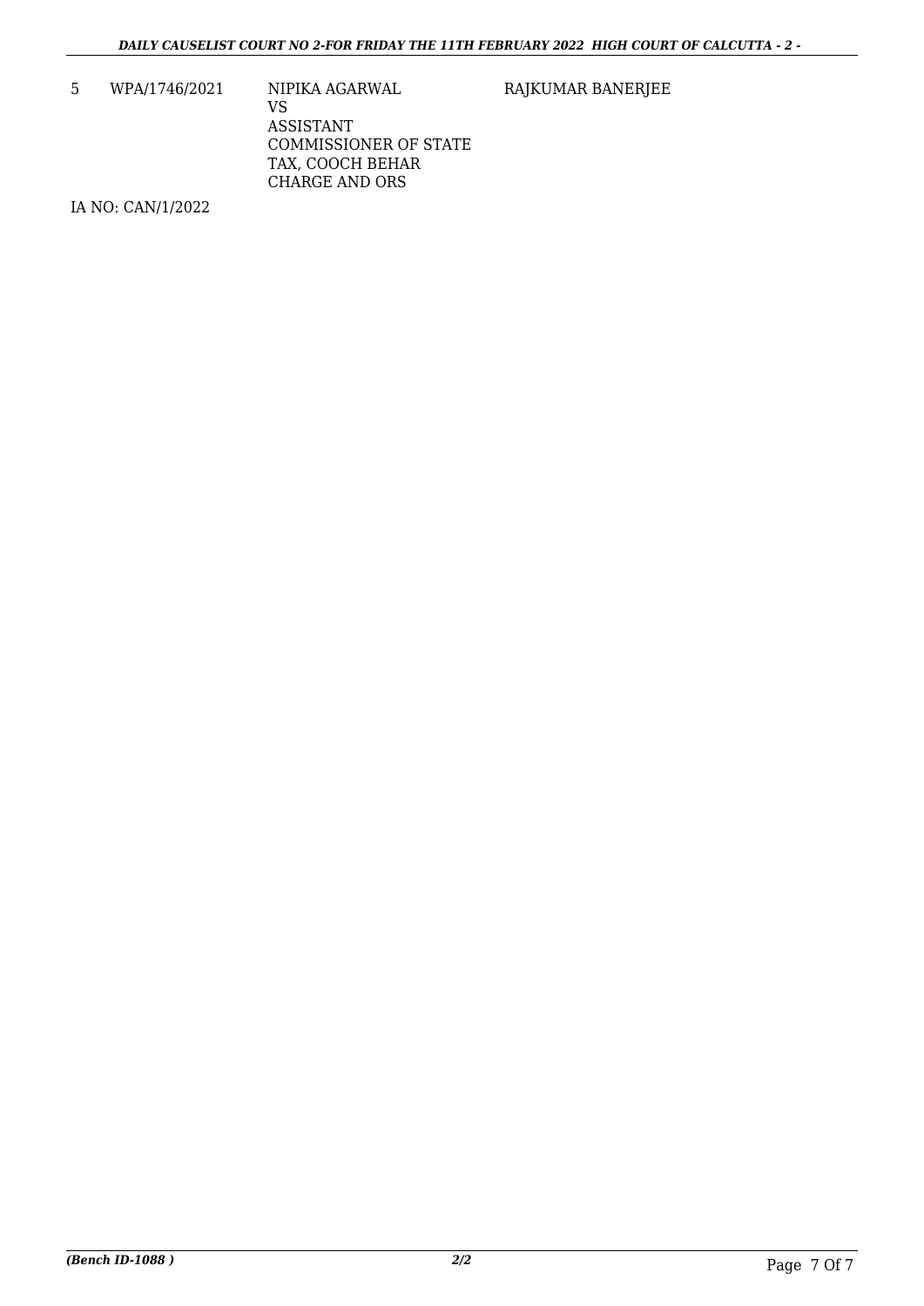| | | | |
|---|---|---|---|
| 5 | WPA/1746/2021 | NIPIKA AGARWAL<br>VS<br>ASSISTANT COMMISSIONER OF STATE TAX, COOCH BEHAR CHARGE AND ORS | RAJKUMAR BANERJEE |

IA NO: CAN/1/2022

*(Bench ID-1088 )*